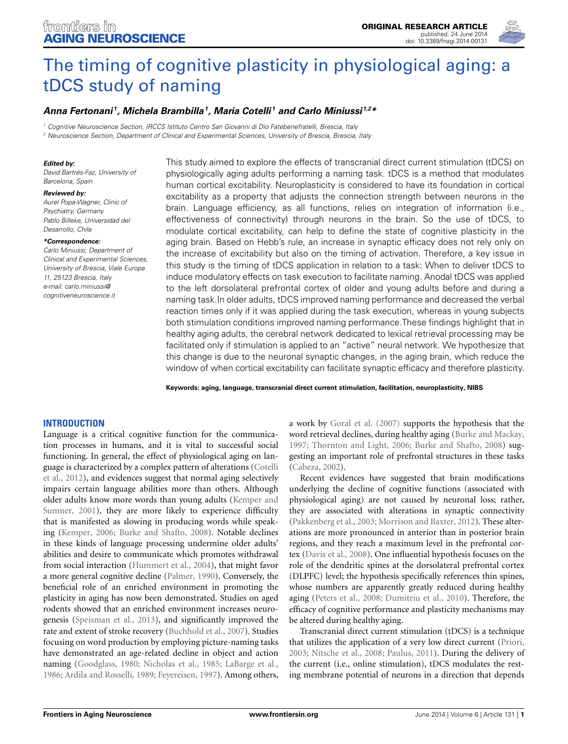ORIGINAL RESEARCH ARTICLE
published: 24 June 2014
doi: 10.3389/fnagi.2014.00131

# The timing of cognitive plasticity in physiological aging: a tDCS study of naming

***Anna Fertonani[1], Michela Brambilla[1], Maria Cotelli[1] and Carlo Miniussi[1,2]****

[1] Cognitive Neuroscience Section, IRCCS Istituto Centro San Giovanni di Dio Fatebenefratelli, Brescia, Italy
[2] Neuroscience Section, Department of Clinical and Experimental Sciences, University of Brescia, Brescia, Italy

***Edited by:***
David Bartrés-Faz, University of Barcelona, Spain

***Reviewed by:***
Aurel Popa-Wagner, Clinic of Psychiatry, Germany
Pablo Billeke, Universidad del Desarrollo, Chile

***\*Correspondence:***
Carlo Miniussi, Department of Clinical and Experimental Sciences, University of Brescia, Viale Europa 11, 25123 Brescia, Italy
e-mail: carlo.miniussi@cognitiveneuroscience.it

This study aimed to explore the effects of transcranial direct current stimulation (tDCS) on physiologically aging adults performing a naming task. tDCS is a method that modulates human cortical excitability. Neuroplasticity is considered to have its foundation in cortical excitability as a property that adjusts the connection strength between neurons in the brain. Language efficiency, as all functions, relies on integration of information (i.e., effectiveness of connectivity) through neurons in the brain. So the use of tDCS, to modulate cortical excitability, can help to define the state of cognitive plasticity in the aging brain. Based on Hebb's rule, an increase in synaptic efficacy does not rely only on the increase of excitability but also on the timing of activation. Therefore, a key issue in this study is the timing of tDCS application in relation to a task: When to deliver tDCS to induce modulatory effects on task execution to facilitate naming. Anodal tDCS was applied to the left dorsolateral prefrontal cortex of older and young adults before and during a naming task.In older adults, tDCS improved naming performance and decreased the verbal reaction times only if it was applied during the task execution, whereas in young subjects both stimulation conditions improved naming performance.These findings highlight that in healthy aging adults, the cerebral network dedicated to lexical retrieval processing may be facilitated only if stimulation is applied to an "active" neural network. We hypothesize that this change is due to the neuronal synaptic changes, in the aging brain, which reduce the window of when cortical excitability can facilitate synaptic efficacy and therefore plasticity.

**Keywords: aging, language, transcranial direct current stimulation, facilitation, neuroplasticity, NIBS**

## INTRODUCTION

Language is a critical cognitive function for the communication processes in humans, and it is vital to successful social functioning. In general, the effect of physiological aging on language is characterized by a complex pattern of alterations (Cotelli et al., 2012), and evidences suggest that normal aging selectively impairs certain language abilities more than others. Although older adults know more words than young adults (Kemper and Sumner, 2001), they are more likely to experience difficulty that is manifested as slowing in producing words while speaking (Kemper, 2006; Burke and Shafto, 2008). Notable declines in these kinds of language processing undermine older adults' abilities and desire to communicate which promotes withdrawal from social interaction (Hummert et al., 2004), that might favor a more general cognitive decline (Palmer, 1990). Conversely, the beneficial role of an enriched environment in promoting the plasticity in aging has now been demonstrated. Studies on aged rodents showed that an enriched environment increases neurogenesis (Speisman et al., 2013), and significantly improved the rate and extent of stroke recovery (Buchhold et al., 2007). Studies focusing on word production by employing picture-naming tasks have demonstrated an age-related decline in object and action naming (Goodglass, 1980; Nicholas et al., 1985; LaBarge et al., 1986; Ardila and Rosselli, 1989; Feyereisen, 1997). Among others, a work by Goral et al. (2007) supports the hypothesis that the word retrieval declines, during healthy aging (Burke and Mackay, 1997; Thornton and Light, 2006; Burke and Shafto, 2008) suggesting an important role of prefrontal structures in these tasks (Cabeza, 2002).

Recent evidences have suggested that brain modifications underlying the decline of cognitive functions (associated with physiological aging) are not caused by neuronal loss; rather, they are associated with alterations in synaptic connectivity (Pakkenberg et al., 2003; Morrison and Baxter, 2012). These alterations are more pronounced in anterior than in posterior brain regions, and they reach a maximum level in the prefrontal cortex (Davis et al., 2008). One influential hypothesis focuses on the role of the dendritic spines at the dorsolateral prefrontal cortex (DLPFC) level; the hypothesis specifically references thin spines, whose numbers are apparently greatly reduced during healthy aging (Peters et al., 2008; Dumitriu et al., 2010). Therefore, the efficacy of cognitive performance and plasticity mechanisms may be altered during healthy aging.

Transcranial direct current stimulation (tDCS) is a technique that utilizes the application of a very low direct current (Priori, 2003; Nitsche et al., 2008; Paulus, 2011). During the delivery of the current (i.e., online stimulation), tDCS modulates the resting membrane potential of neurons in a direction that depends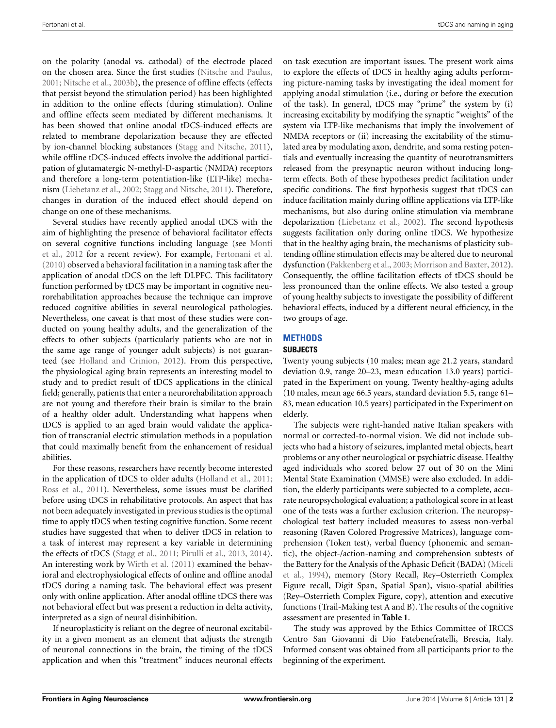on the polarity (anodal vs. cathodal) of the electrode placed on the chosen area. Since the first studies (Nitsche and Paulus, 2001; Nitsche et al., 2003b), the presence of offline effects (effects that persist beyond the stimulation period) has been highlighted in addition to the online effects (during stimulation). Online and offline effects seem mediated by different mechanisms. It has been showed that online anodal tDCS-induced effects are related to membrane depolarization because they are effected by ion-channel blocking substances (Stagg and Nitsche, 2011), while offline tDCS-induced effects involve the additional participation of glutamatergic N-methyl-D-aspartic (NMDA) receptors and therefore a long-term potentiation-like (LTP-like) mechanism (Liebetanz et al., 2002; Stagg and Nitsche, 2011). Therefore, changes in duration of the induced effect should depend on change on one of these mechanisms.

Several studies have recently applied anodal tDCS with the aim of highlighting the presence of behavioral facilitator effects on several cognitive functions including language (see Monti et al., 2012 for a recent review). For example, Fertonani et al. (2010) observed a behavioral facilitation in a naming task after the application of anodal tDCS on the left DLPFC. This facilitatory function performed by tDCS may be important in cognitive neurorehabilitation approaches because the technique can improve reduced cognitive abilities in several neurological pathologies. Nevertheless, one caveat is that most of these studies were conducted on young healthy adults, and the generalization of the effects to other subjects (particularly patients who are not in the same age range of younger adult subjects) is not guaranteed (see Holland and Crinion, 2012). From this perspective, the physiological aging brain represents an interesting model to study and to predict result of tDCS applications in the clinical field; generally, patients that enter a neurorehabilitation approach are not young and therefore their brain is similar to the brain of a healthy older adult. Understanding what happens when tDCS is applied to an aged brain would validate the application of transcranial electric stimulation methods in a population that could maximally benefit from the enhancement of residual abilities.

For these reasons, researchers have recently become interested in the application of tDCS to older adults (Holland et al., 2011; Ross et al., 2011). Nevertheless, some issues must be clarified before using tDCS in rehabilitative protocols. An aspect that has not been adequately investigated in previous studies is the optimal time to apply tDCS when testing cognitive function. Some recent studies have suggested that when to deliver tDCS in relation to a task of interest may represent a key variable in determining the effects of tDCS (Stagg et al., 2011; Pirulli et al., 2013, 2014). An interesting work by Wirth et al. (2011) examined the behavioral and electrophysiological effects of online and offline anodal tDCS during a naming task. The behavioral effect was present only with online application. After anodal offline tDCS there was not behavioral effect but was present a reduction in delta activity, interpreted as a sign of neural disinhibition.

If neuroplasticity is reliant on the degree of neuronal excitability in a given moment as an element that adjusts the strength of neuronal connections in the brain, the timing of the tDCS application and when this "treatment" induces neuronal effects on task execution are important issues. The present work aims to explore the effects of tDCS in healthy aging adults performing picture-naming tasks by investigating the ideal moment for applying anodal stimulation (i.e., during or before the execution of the task). In general, tDCS may "prime" the system by (i) increasing excitability by modifying the synaptic "weights" of the system via LTP-like mechanisms that imply the involvement of NMDA receptors or (ii) increasing the excitability of the stimulated area by modulating axon, dendrite, and soma resting potentials and eventually increasing the quantity of neurotransmitters released from the presynaptic neuron without inducing long-term effects. Both of these hypotheses predict facilitation under specific conditions. The first hypothesis suggest that tDCS can induce facilitation mainly during offline applications via LTP-like mechanisms, but also during online stimulation via membrane depolarization (Liebetanz et al., 2002). The second hypothesis suggests facilitation only during online tDCS. We hypothesize that in the healthy aging brain, the mechanisms of plasticity subtending offline stimulation effects may be altered due to neuronal dysfunction (Pakkenberg et al., 2003; Morrison and Baxter, 2012). Consequently, the offline facilitation effects of tDCS should be less pronounced than the online effects. We also tested a group of young healthy subjects to investigate the possibility of different behavioral effects, induced by a different neural efficiency, in the two groups of age.

## METHODS

### SUBJECTS

Twenty young subjects (10 males; mean age 21.2 years, standard deviation 0.9, range 20–23, mean education 13.0 years) participated in the Experiment on young. Twenty healthy-aging adults (10 males, mean age 66.5 years, standard deviation 5.5, range 61–83, mean education 10.5 years) participated in the Experiment on elderly.

The subjects were right-handed native Italian speakers with normal or corrected-to-normal vision. We did not include subjects who had a history of seizures, implanted metal objects, heart problems or any other neurological or psychiatric disease. Healthy aged individuals who scored below 27 out of 30 on the Mini Mental State Examination (MMSE) were also excluded. In addition, the elderly participants were subjected to a complete, accurate neuropsychological evaluation; a pathological score in at least one of the tests was a further exclusion criterion. The neuropsychological test battery included measures to assess non-verbal reasoning (Raven Colored Progressive Matrices), language comprehension (Token test), verbal fluency (phonemic and semantic), the object-/action-naming and comprehension subtests of the Battery for the Analysis of the Aphasic Deficit (BADA) (Miceli et al., 1994), memory (Story Recall, Rey–Osterrieth Complex Figure recall, Digit Span, Spatial Span), visuo-spatial abilities (Rey–Osterrieth Complex Figure, copy), attention and executive functions (Trail-Making test A and B). The results of the cognitive assessment are presented in **Table 1**.

The study was approved by the Ethics Committee of IRCCS Centro San Giovanni di Dio Fatebenefratelli, Brescia, Italy. Informed consent was obtained from all participants prior to the beginning of the experiment.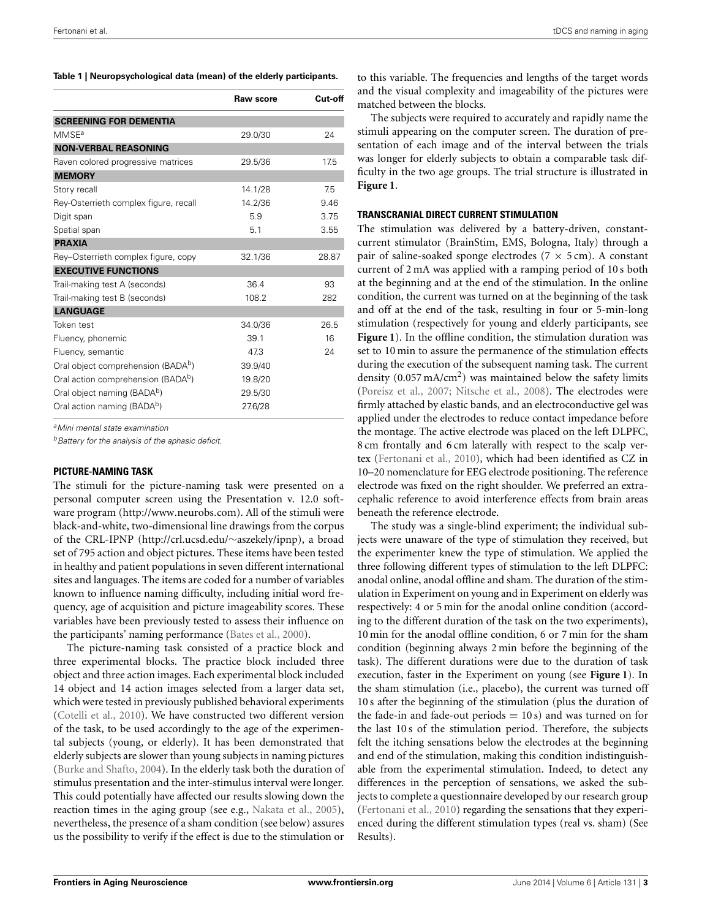**Table 1 | Neuropsychological data (mean) of the elderly participants.**

| | Raw score | Cut-off |
|---|---|---|
| **SCREENING FOR DEMENTIA** | | |
| MMSE[a] | 29.0/30 | 24 |
| **NON-VERBAL REASONING** | | |
| Raven colored progressive matrices | 29.5/36 | 17.5 |
| **MEMORY** | | |
| Story recall | 14.1/28 | 7.5 |
| Rey-Osterrieth complex figure, recall | 14.2/36 | 9.46 |
| Digit span | 5.9 | 3.75 |
| Spatial span | 5.1 | 3.55 |
| **PRAXIA** | | |
| Rey–Osterrieth complex figure, copy | 32.1/36 | 28.87 |
| **EXECUTIVE FUNCTIONS** | | |
| Trail-making test A (seconds) | 36.4 | 93 |
| Trail-making test B (seconds) | 108.2 | 282 |
| **LANGUAGE** | | |
| Token test | 34.0/36 | 26.5 |
| Fluency, phonemic | 39.1 | 16 |
| Fluency, semantic | 47.3 | 24 |
| Oral object comprehension (BADA[b]) | 39.9/40 | |
| Oral action comprehension (BADA[b]) | 19.8/20 | |
| Oral object naming (BADA[b]) | 29.5/30 | |
| Oral action naming (BADA[b]) | 27.6/28 | |

[a]*Mini mental state examination*

[b]*Battery for the analysis of the aphasic deficit.*

### PICTURE-NAMING TASK

The stimuli for the picture-naming task were presented on a personal computer screen using the Presentation v. 12.0 software program (http://www.neurobs.com). All of the stimuli were black-and-white, two-dimensional line drawings from the corpus of the CRL-IPNP (http://crl.ucsd.edu/~aszekely/ipnp), a broad set of 795 action and object pictures. These items have been tested in healthy and patient populations in seven different international sites and languages. The items are coded for a number of variables known to influence naming difficulty, including initial word frequency, age of acquisition and picture imageability scores. These variables have been previously tested to assess their influence on the participants' naming performance (Bates et al., 2000).

The picture-naming task consisted of a practice block and three experimental blocks. The practice block included three object and three action images. Each experimental block included 14 object and 14 action images selected from a larger data set, which were tested in previously published behavioral experiments (Cotelli et al., 2010). We have constructed two different version of the task, to be used accordingly to the age of the experimental subjects (young, or elderly). It has been demonstrated that elderly subjects are slower than young subjects in naming pictures (Burke and Shafto, 2004). In the elderly task both the duration of stimulus presentation and the inter-stimulus interval were longer. This could potentially have affected our results slowing down the reaction times in the aging group (see e.g., Nakata et al., 2005), nevertheless, the presence of a sham condition (see below) assures us the possibility to verify if the effect is due to the stimulation or to this variable. The frequencies and lengths of the target words and the visual complexity and imageability of the pictures were matched between the blocks.

The subjects were required to accurately and rapidly name the stimuli appearing on the computer screen. The duration of presentation of each image and of the interval between the trials was longer for elderly subjects to obtain a comparable task difficulty in the two age groups. The trial structure is illustrated in **Figure 1**.

### TRANSCRANIAL DIRECT CURRENT STIMULATION

The stimulation was delivered by a battery-driven, constant-current stimulator (BrainStim, EMS, Bologna, Italy) through a pair of saline-soaked sponge electrodes (7 × 5 cm). A constant current of 2 mA was applied with a ramping period of 10 s both at the beginning and at the end of the stimulation. In the online condition, the current was turned on at the beginning of the task and off at the end of the task, resulting in four or 5-min-long stimulation (respectively for young and elderly participants, see **Figure 1**). In the offline condition, the stimulation duration was set to 10 min to assure the permanence of the stimulation effects during the execution of the subsequent naming task. The current density ($0.057\ \mathrm{mA/cm^2}$) was maintained below the safety limits (Poreisz et al., 2007; Nitsche et al., 2008). The electrodes were firmly attached by elastic bands, and an electroconductive gel was applied under the electrodes to reduce contact impedance before the montage. The active electrode was placed on the left DLPFC, 8 cm frontally and 6 cm laterally with respect to the scalp vertex (Fertonani et al., 2010), which had been identified as CZ in 10–20 nomenclature for EEG electrode positioning. The reference electrode was fixed on the right shoulder. We preferred an extracephalic reference to avoid interference effects from brain areas beneath the reference electrode.

The study was a single-blind experiment; the individual subjects were unaware of the type of stimulation they received, but the experimenter knew the type of stimulation. We applied the three following different types of stimulation to the left DLPFC: anodal online, anodal offline and sham. The duration of the stimulation in Experiment on young and in Experiment on elderly was respectively: 4 or 5 min for the anodal online condition (according to the different duration of the task on the two experiments), 10 min for the anodal offline condition, 6 or 7 min for the sham condition (beginning always 2 min before the beginning of the task). The different durations were due to the duration of task execution, faster in the Experiment on young (see **Figure 1**). In the sham stimulation (i.e., placebo), the current was turned off 10 s after the beginning of the stimulation (plus the duration of the fade-in and fade-out periods = 10 s) and was turned on for the last 10 s of the stimulation period. Therefore, the subjects felt the itching sensations below the electrodes at the beginning and end of the stimulation, making this condition indistinguishable from the experimental stimulation. Indeed, to detect any differences in the perception of sensations, we asked the subjects to complete a questionnaire developed by our research group (Fertonani et al., 2010) regarding the sensations that they experienced during the different stimulation types (real vs. sham) (See Results).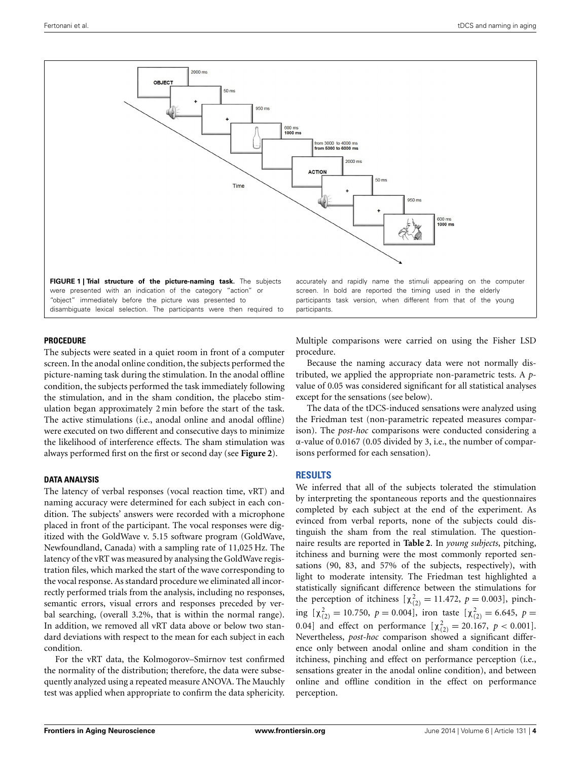**FIGURE 1 | Trial structure of the picture-naming task.** The subjects were presented with an indication of the category "action" or "object" immediately before the picture was presented to disambiguate lexical selection. The participants were then required to accurately and rapidly name the stimuli appearing on the computer screen. In bold are reported the timing used in the elderly participants task version, when different from that of the young participants.

### PROCEDURE

The subjects were seated in a quiet room in front of a computer screen. In the anodal online condition, the subjects performed the picture-naming task during the stimulation. In the anodal offline condition, the subjects performed the task immediately following the stimulation, and in the sham condition, the placebo stimulation began approximately 2 min before the start of the task. The active stimulations (i.e., anodal online and anodal offline) were executed on two different and consecutive days to minimize the likelihood of interference effects. The sham stimulation was always performed first on the first or second day (see **Figure 2**).

### DATA ANALYSIS

The latency of verbal responses (vocal reaction time, vRT) and naming accuracy were determined for each subject in each condition. The subjects' answers were recorded with a microphone placed in front of the participant. The vocal responses were digitized with the GoldWave v. 5.15 software program (GoldWave, Newfoundland, Canada) with a sampling rate of 11,025 Hz. The latency of the vRT was measured by analysing the GoldWave registration files, which marked the start of the wave corresponding to the vocal response. As standard procedure we eliminated all incorrectly performed trials from the analysis, including no responses, semantic errors, visual errors and responses preceded by verbal searching, (overall 3.2%, that is within the normal range). In addition, we removed all vRT data above or below two standard deviations with respect to the mean for each subject in each condition.

For the vRT data, the Kolmogorov–Smirnov test confirmed the normality of the distribution; therefore, the data were subsequently analyzed using a repeated measure ANOVA. The Mauchly test was applied when appropriate to confirm the data sphericity. Multiple comparisons were carried on using the Fisher LSD procedure.

Because the naming accuracy data were not normally distributed, we applied the appropriate non-parametric tests. A *p*-value of 0.05 was considered significant for all statistical analyses except for the sensations (see below).

The data of the tDCS-induced sensations were analyzed using the Friedman test (non-parametric repeated measures comparison). The *post-hoc* comparisons were conducted considering a $\alpha$-value of 0.0167 (0.05 divided by 3, i.e., the number of comparisons performed for each sensation).

## RESULTS

We inferred that all of the subjects tolerated the stimulation by interpreting the spontaneous reports and the questionnaires completed by each subject at the end of the experiment. As evinced from verbal reports, none of the subjects could distinguish the sham from the real stimulation. The questionnaire results are reported in **Table 2**. In *young subjects*, pitching, itchiness and burning were the most commonly reported sensations (90, 83, and 57% of the subjects, respectively), with light to moderate intensity. The Friedman test highlighted a statistically significant difference between the stimulations for the perception of itchiness [$\chi^2_{(2)} = 11.472$, $p = 0.003$], pinching [$\chi^2_{(2)} = 10.750$, $p = 0.004$], iron taste [$\chi^2_{(2)} = 6.645$, $p = 0.04$] and effect on performance [$\chi^2_{(2)} = 20.167$, $p < 0.001$]. Nevertheless, *post-hoc* comparison showed a significant difference only between anodal online and sham condition in the itchiness, pinching and effect on performance perception (i.e., sensations greater in the anodal online condition), and between online and offline condition in the effect on performance perception.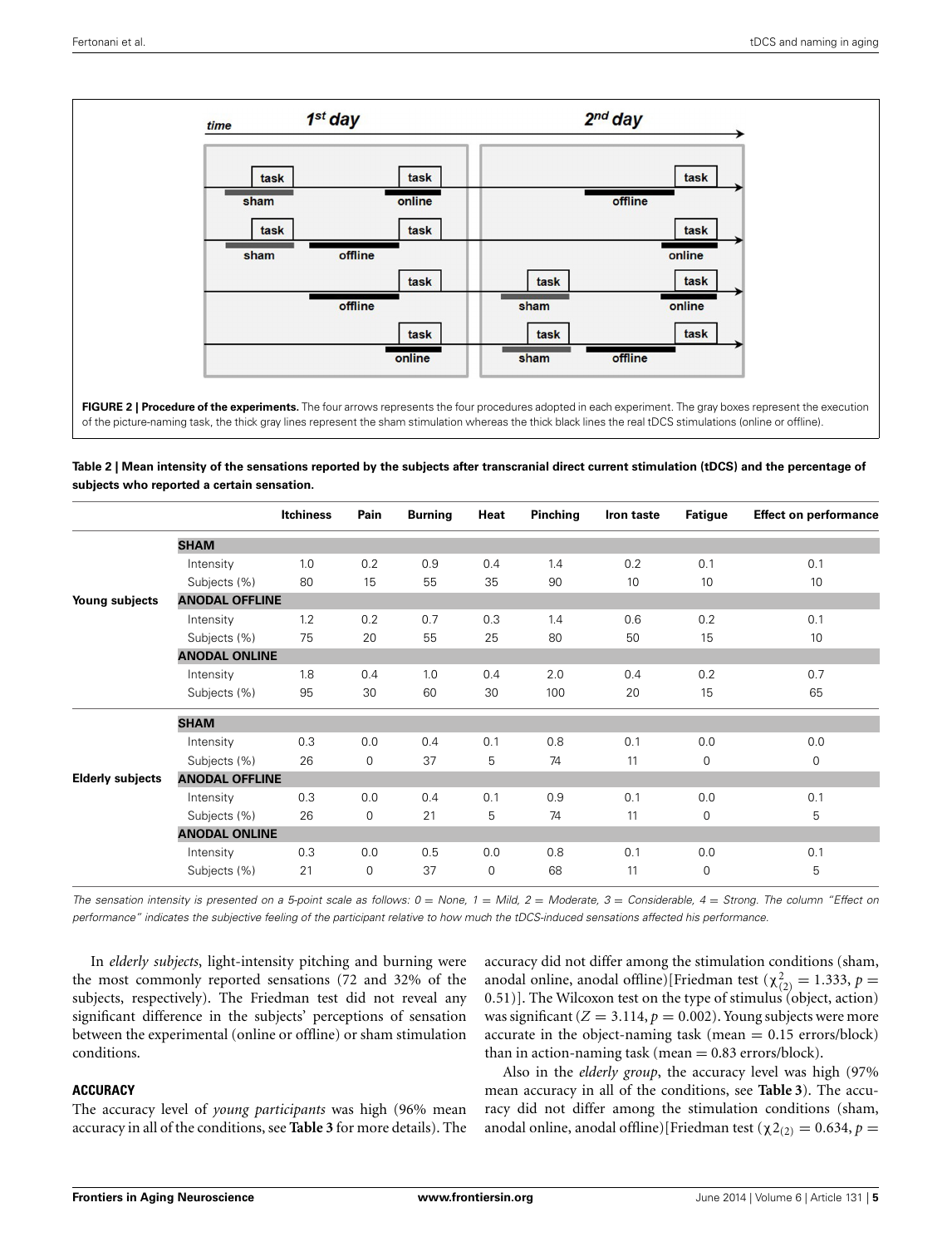**FIGURE 2 | Procedure of the experiments.** The four arrows represents the four procedures adopted in each experiment. The gray boxes represent the execution of the picture-naming task, the thick gray lines represent the sham stimulation whereas the thick black lines the real tDCS stimulations (online or offline).

**Table 2 | Mean intensity of the sensations reported by the subjects after transcranial direct current stimulation (tDCS) and the percentage of subjects who reported a certain sensation.**

| | | Itchiness | Pain | Burning | Heat | Pinching | Iron taste | Fatigue | Effect on performance |
|---|---|---|---|---|---|---|---|---|---|
| **Young subjects** | **SHAM** | | | | | | | | |
| | Intensity | 1.0 | 0.2 | 0.9 | 0.4 | 1.4 | 0.2 | 0.1 | 0.1 |
| | Subjects (%) | 80 | 15 | 55 | 35 | 90 | 10 | 10 | 10 |
| | **ANODAL OFFLINE** | | | | | | | | |
| | Intensity | 1.2 | 0.2 | 0.7 | 0.3 | 1.4 | 0.6 | 0.2 | 0.1 |
| | Subjects (%) | 75 | 20 | 55 | 25 | 80 | 50 | 15 | 10 |
| | **ANODAL ONLINE** | | | | | | | | |
| | Intensity | 1.8 | 0.4 | 1.0 | 0.4 | 2.0 | 0.4 | 0.2 | 0.7 |
| | Subjects (%) | 95 | 30 | 60 | 30 | 100 | 20 | 15 | 65 |
| **Elderly subjects** | **SHAM** | | | | | | | | |
| | Intensity | 0.3 | 0.0 | 0.4 | 0.1 | 0.8 | 0.1 | 0.0 | 0.0 |
| | Subjects (%) | 26 | 0 | 37 | 5 | 74 | 11 | 0 | 0 |
| | **ANODAL OFFLINE** | | | | | | | | |
| | Intensity | 0.3 | 0.0 | 0.4 | 0.1 | 0.9 | 0.1 | 0.0 | 0.1 |
| | Subjects (%) | 26 | 0 | 21 | 5 | 74 | 11 | 0 | 5 |
| | **ANODAL ONLINE** | | | | | | | | |
| | Intensity | 0.3 | 0.0 | 0.5 | 0.0 | 0.8 | 0.1 | 0.0 | 0.1 |
| | Subjects (%) | 21 | 0 | 37 | 0 | 68 | 11 | 0 | 5 |

*The sensation intensity is presented on a 5-point scale as follows: 0 = None, 1 = Mild, 2 = Moderate, 3 = Considerable, 4 = Strong. The column "Effect on performance" indicates the subjective feeling of the participant relative to how much the tDCS-induced sensations affected his performance.*

In *elderly subjects*, light-intensity pitching and burning were the most commonly reported sensations (72 and 32% of the subjects, respectively). The Friedman test did not reveal any significant difference in the subjects' perceptions of sensation between the experimental (online or offline) or sham stimulation conditions.

### ACCURACY

The accuracy level of *young participants* was high (96% mean accuracy in all of the conditions, see **Table 3** for more details). The accuracy did not differ among the stimulation conditions (sham, anodal online, anodal offline)[Friedman test ($\chi^2_{(2)} = 1.333$, $p = 0.51$)]. The Wilcoxon test on the type of stimulus (object, action) was significant ($Z = 3.114$, $p = 0.002$). Young subjects were more accurate in the object-naming task (mean = 0.15 errors/block) than in action-naming task (mean = 0.83 errors/block).

Also in the *elderly group*, the accuracy level was high (97% mean accuracy in all of the conditions, see **Table 3**). The accuracy did not differ among the stimulation conditions (sham, anodal online, anodal offline)[Friedman test ($\chi 2_{(2)} = 0.634$, $p =$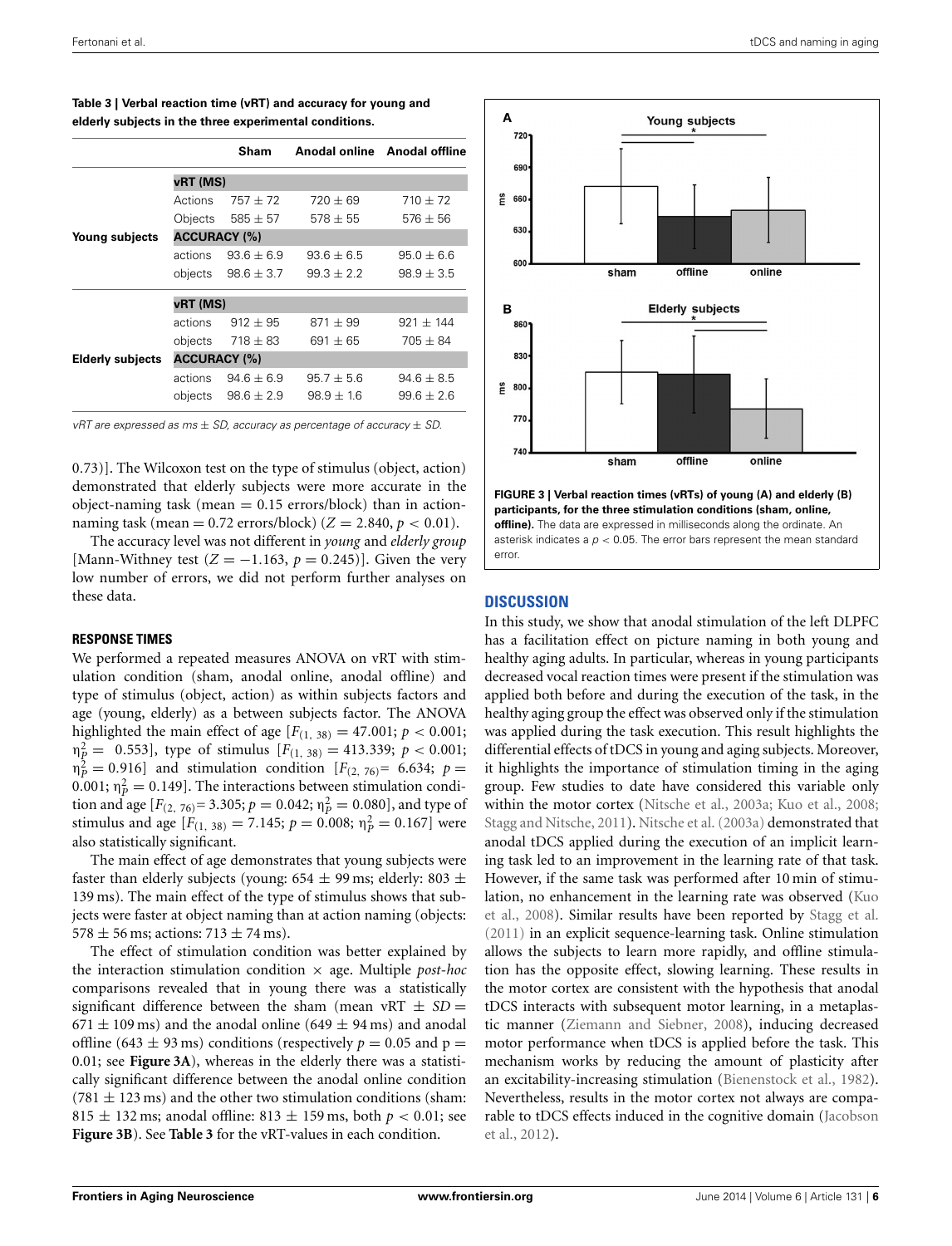**Table 3 | Verbal reaction time (vRT) and accuracy for young and elderly subjects in the three experimental conditions.**

| | | Sham | Anodal online | Anodal offline |
|---|---|---|---|---|
| **Young subjects** | **vRT (MS)** | | | |
| | Actions | 757 ± 72 | 720 ± 69 | 710 ± 72 |
| | Objects | 585 ± 57 | 578 ± 55 | 576 ± 56 |
| | **ACCURACY (%)** | | | |
| | actions | 93.6 ± 6.9 | 93.6 ± 6.5 | 95.0 ± 6.6 |
| | objects | 98.6 ± 3.7 | 99.3 ± 2.2 | 98.9 ± 3.5 |
| **Elderly subjects** | **vRT (MS)** | | | |
| | actions | 912 ± 95 | 871 ± 99 | 921 ± 144 |
| | objects | 718 ± 83 | 691 ± 65 | 705 ± 84 |
| | **ACCURACY (%)** | | | |
| | actions | 94.6 ± 6.9 | 95.7 ± 5.6 | 94.6 ± 8.5 |
| | objects | 98.6 ± 2.9 | 98.9 ± 1.6 | 99.6 ± 2.6 |

*vRT are expressed as ms ± SD, accuracy as percentage of accuracy ± SD.*

0.73)]. The Wilcoxon test on the type of stimulus (object, action) demonstrated that elderly subjects were more accurate in the object-naming task (mean = 0.15 errors/block) than in action-naming task (mean = 0.72 errors/block) ($Z = 2.840$, $p < 0.01$).

The accuracy level was not different in *young* and *elderly group* [Mann-Withney test ($Z = -1.163$, $p = 0.245$)]. Given the very low number of errors, we did not perform further analyses on these data.

### RESPONSE TIMES

We performed a repeated measures ANOVA on vRT with stimulation condition (sham, anodal online, anodal offline) and type of stimulus (object, action) as within subjects factors and age (young, elderly) as a between subjects factor. The ANOVA highlighted the main effect of age [$F_{(1, 38)} = 47.001$; $p < 0.001$; $\eta^2_P = 0.553$], type of stimulus [$F_{(1, 38)} = 413.339$; $p < 0.001$; $\eta^2_P = 0.916$] and stimulation condition [$F_{(2, 76)} = 6.634$; $p = 0.001$; $\eta^2_P = 0.149$]. The interactions between stimulation condition and age [$F_{(2, 76)} = 3.305$; $p = 0.042$; $\eta^2_P = 0.080$], and type of stimulus and age [$F_{(1, 38)} = 7.145$; $p = 0.008$; $\eta^2_P = 0.167$] were also statistically significant.

The main effect of age demonstrates that young subjects were faster than elderly subjects (young: 654 ± 99 ms; elderly: 803 ± 139 ms). The main effect of the type of stimulus shows that subjects were faster at object naming than at action naming (objects: 578 ± 56 ms; actions: 713 ± 74 ms).

The effect of stimulation condition was better explained by the interaction stimulation condition × age. Multiple *post-hoc* comparisons revealed that in young there was a statistically significant difference between the sham (mean vRT ± *SD* = 671 ± 109 ms) and the anodal online (649 ± 94 ms) and anodal offline (643 ± 93 ms) conditions (respectively $p = 0.05$ and $p = 0.01$; see **Figure 3A**), whereas in the elderly there was a statistically significant difference between the anodal online condition (781 ± 123 ms) and the other two stimulation conditions (sham: 815 ± 132 ms; anodal offline: 813 ± 159 ms, both $p < 0.01$; see **Figure 3B**). See **Table 3** for the vRT-values in each condition.

**FIGURE 3 | Verbal reaction times (vRTs) of young (A) and elderly (B) participants, for the three stimulation conditions (sham, online, offline).** The data are expressed in milliseconds along the ordinate. An asterisk indicates a $p < 0.05$. The error bars represent the mean standard error.

## DISCUSSION

In this study, we show that anodal stimulation of the left DLPFC has a facilitation effect on picture naming in both young and healthy aging adults. In particular, whereas in young participants decreased vocal reaction times were present if the stimulation was applied both before and during the execution of the task, in the healthy aging group the effect was observed only if the stimulation was applied during the task execution. This result highlights the differential effects of tDCS in young and aging subjects. Moreover, it highlights the importance of stimulation timing in the aging group. Few studies to date have considered this variable only within the motor cortex (Nitsche et al., 2003a; Kuo et al., 2008; Stagg and Nitsche, 2011). Nitsche et al. (2003a) demonstrated that anodal tDCS applied during the execution of an implicit learning task led to an improvement in the learning rate of that task. However, if the same task was performed after 10 min of stimulation, no enhancement in the learning rate was observed (Kuo et al., 2008). Similar results have been reported by Stagg et al. (2011) in an explicit sequence-learning task. Online stimulation allows the subjects to learn more rapidly, and offline stimulation has the opposite effect, slowing learning. These results in the motor cortex are consistent with the hypothesis that anodal tDCS interacts with subsequent motor learning, in a metaplastic manner (Ziemann and Siebner, 2008), inducing decreased motor performance when tDCS is applied before the task. This mechanism works by reducing the amount of plasticity after an excitability-increasing stimulation (Bienenstock et al., 1982). Nevertheless, results in the motor cortex not always are comparable to tDCS effects induced in the cognitive domain (Jacobson et al., 2012).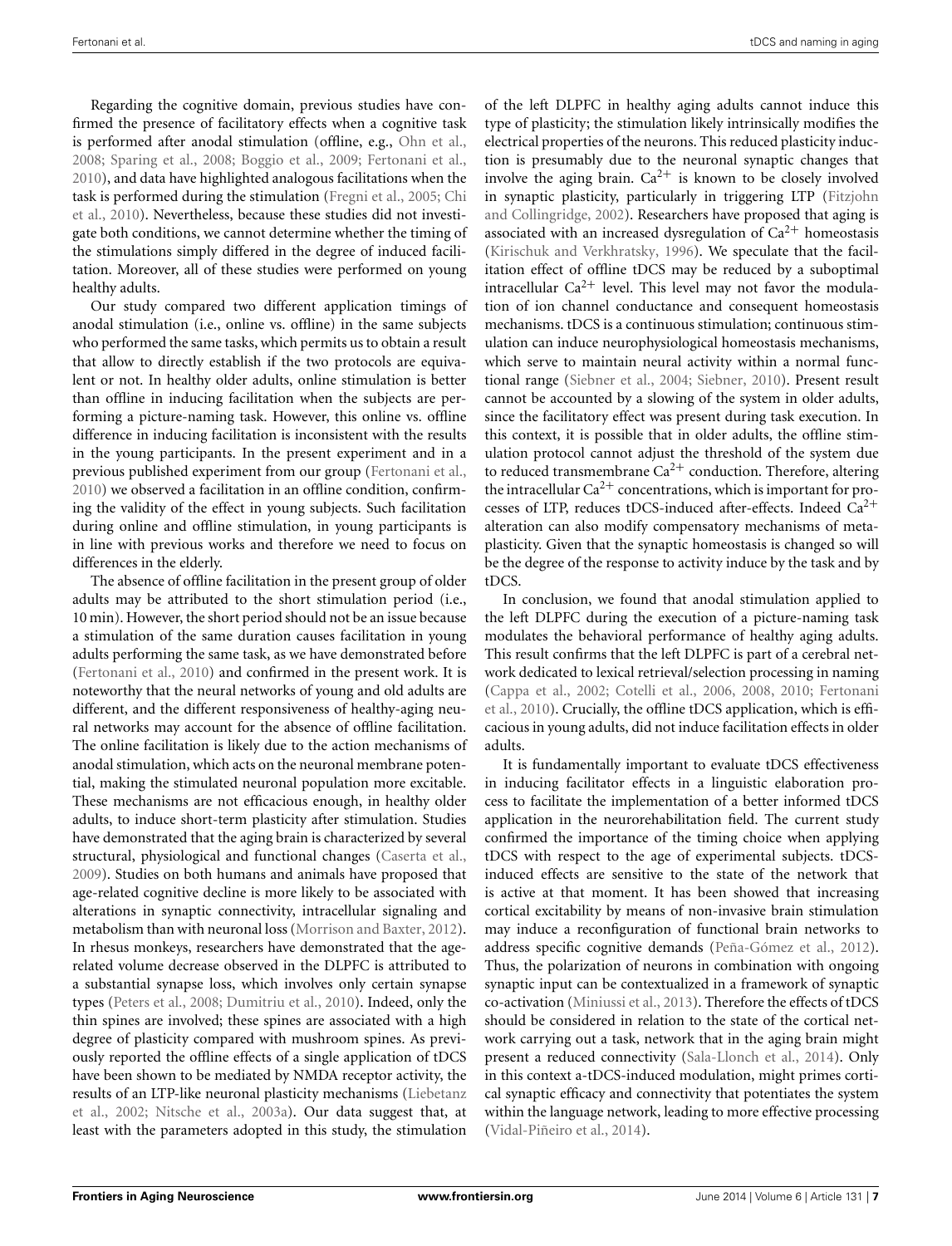Regarding the cognitive domain, previous studies have confirmed the presence of facilitatory effects when a cognitive task is performed after anodal stimulation (offline, e.g., Ohn et al., 2008; Sparing et al., 2008; Boggio et al., 2009; Fertonani et al., 2010), and data have highlighted analogous facilitations when the task is performed during the stimulation (Fregni et al., 2005; Chi et al., 2010). Nevertheless, because these studies did not investigate both conditions, we cannot determine whether the timing of the stimulations simply differed in the degree of induced facilitation. Moreover, all of these studies were performed on young healthy adults.

Our study compared two different application timings of anodal stimulation (i.e., online vs. offline) in the same subjects who performed the same tasks, which permits us to obtain a result that allow to directly establish if the two protocols are equivalent or not. In healthy older adults, online stimulation is better than offline in inducing facilitation when the subjects are performing a picture-naming task. However, this online vs. offline difference in inducing facilitation is inconsistent with the results in the young participants. In the present experiment and in a previous published experiment from our group (Fertonani et al., 2010) we observed a facilitation in an offline condition, confirming the validity of the effect in young subjects. Such facilitation during online and offline stimulation, in young participants is in line with previous works and therefore we need to focus on differences in the elderly.

The absence of offline facilitation in the present group of older adults may be attributed to the short stimulation period (i.e., 10 min). However, the short period should not be an issue because a stimulation of the same duration causes facilitation in young adults performing the same task, as we have demonstrated before (Fertonani et al., 2010) and confirmed in the present work. It is noteworthy that the neural networks of young and old adults are different, and the different responsiveness of healthy-aging neural networks may account for the absence of offline facilitation. The online facilitation is likely due to the action mechanisms of anodal stimulation, which acts on the neuronal membrane potential, making the stimulated neuronal population more excitable. These mechanisms are not efficacious enough, in healthy older adults, to induce short-term plasticity after stimulation. Studies have demonstrated that the aging brain is characterized by several structural, physiological and functional changes (Caserta et al., 2009). Studies on both humans and animals have proposed that age-related cognitive decline is more likely to be associated with alterations in synaptic connectivity, intracellular signaling and metabolism than with neuronal loss (Morrison and Baxter, 2012). In rhesus monkeys, researchers have demonstrated that the age-related volume decrease observed in the DLPFC is attributed to a substantial synapse loss, which involves only certain synapse types (Peters et al., 2008; Dumitriu et al., 2010). Indeed, only the thin spines are involved; these spines are associated with a high degree of plasticity compared with mushroom spines. As previously reported the offline effects of a single application of tDCS have been shown to be mediated by NMDA receptor activity, the results of an LTP-like neuronal plasticity mechanisms (Liebetanz et al., 2002; Nitsche et al., 2003a). Our data suggest that, at least with the parameters adopted in this study, the stimulation of the left DLPFC in healthy aging adults cannot induce this type of plasticity; the stimulation likely intrinsically modifies the electrical properties of the neurons. This reduced plasticity induction is presumably due to the neuronal synaptic changes that involve the aging brain. $Ca^{2+}$ is known to be closely involved in synaptic plasticity, particularly in triggering LTP (Fitzjohn and Collingridge, 2002). Researchers have proposed that aging is associated with an increased dysregulation of $Ca^{2+}$ homeostasis (Kirischuk and Verkhratsky, 1996). We speculate that the facilitation effect of offline tDCS may be reduced by a suboptimal intracellular $Ca^{2+}$ level. This level may not favor the modulation of ion channel conductance and consequent homeostasis mechanisms. tDCS is a continuous stimulation; continuous stimulation can induce neurophysiological homeostasis mechanisms, which serve to maintain neural activity within a normal functional range (Siebner et al., 2004; Siebner, 2010). Present result cannot be accounted by a slowing of the system in older adults, since the facilitatory effect was present during task execution. In this context, it is possible that in older adults, the offline stimulation protocol cannot adjust the threshold of the system due to reduced transmembrane $Ca^{2+}$ conduction. Therefore, altering the intracellular $Ca^{2+}$ concentrations, which is important for processes of LTP, reduces tDCS-induced after-effects. Indeed $Ca^{2+}$ alteration can also modify compensatory mechanisms of metaplasticity. Given that the synaptic homeostasis is changed so will be the degree of the response to activity induce by the task and by tDCS.

In conclusion, we found that anodal stimulation applied to the left DLPFC during the execution of a picture-naming task modulates the behavioral performance of healthy aging adults. This result confirms that the left DLPFC is part of a cerebral network dedicated to lexical retrieval/selection processing in naming (Cappa et al., 2002; Cotelli et al., 2006, 2008, 2010; Fertonani et al., 2010). Crucially, the offline tDCS application, which is efficacious in young adults, did not induce facilitation effects in older adults.

It is fundamentally important to evaluate tDCS effectiveness in inducing facilitator effects in a linguistic elaboration process to facilitate the implementation of a better informed tDCS application in the neurorehabilitation field. The current study confirmed the importance of the timing choice when applying tDCS with respect to the age of experimental subjects. tDCS-induced effects are sensitive to the state of the network that is active at that moment. It has been showed that increasing cortical excitability by means of non-invasive brain stimulation may induce a reconfiguration of functional brain networks to address specific cognitive demands (Peña-Gómez et al., 2012). Thus, the polarization of neurons in combination with ongoing synaptic input can be contextualized in a framework of synaptic co-activation (Miniussi et al., 2013). Therefore the effects of tDCS should be considered in relation to the state of the cortical network carrying out a task, network that in the aging brain might present a reduced connectivity (Sala-Llonch et al., 2014). Only in this context a-tDCS-induced modulation, might primes cortical synaptic efficacy and connectivity that potentiates the system within the language network, leading to more effective processing (Vidal-Piñeiro et al., 2014).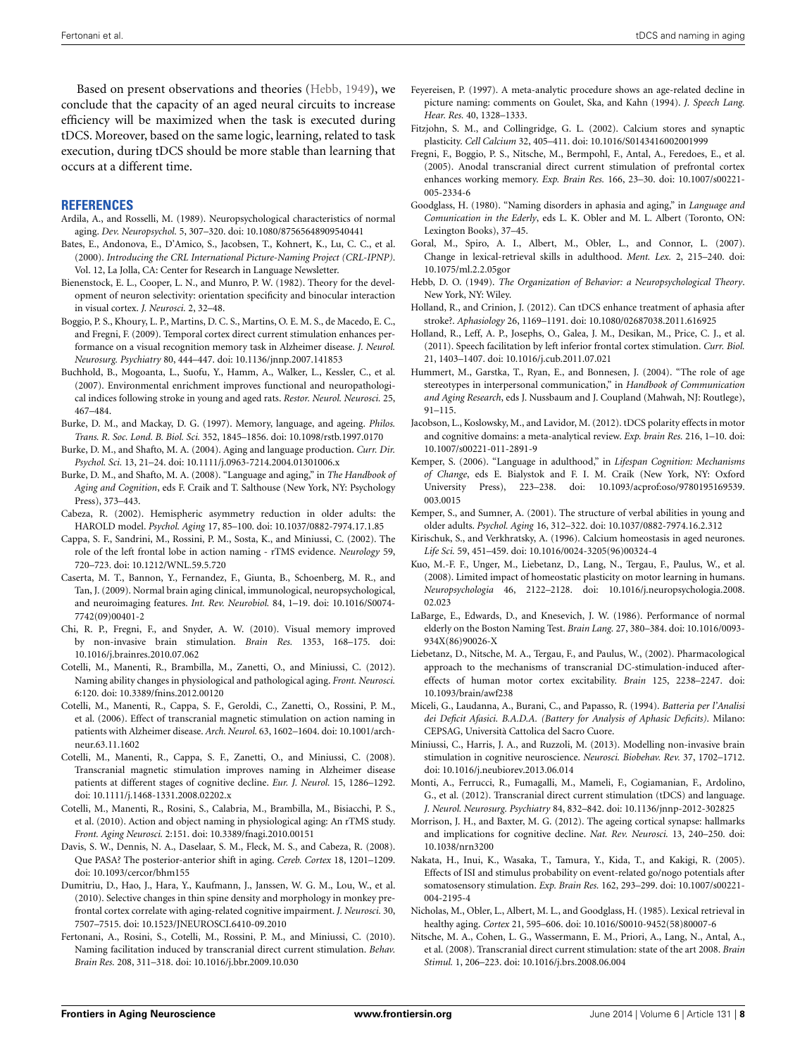Based on present observations and theories (Hebb, 1949), we conclude that the capacity of an aged neural circuits to increase efficiency will be maximized when the task is executed during tDCS. Moreover, based on the same logic, learning, related to task execution, during tDCS should be more stable than learning that occurs at a different time.

## REFERENCES

Ardila, A., and Rosselli, M. (1989). Neuropsychological characteristics of normal aging. *Dev. Neuropsychol.* 5, 307–320. doi: 10.1080/87565648909540441

Bates, E., Andonova, E., D'Amico, S., Jacobsen, T., Kohnert, K., Lu, C. C., et al. (2000). *Introducing the CRL International Picture-Naming Project (CRL-IPNP)*. Vol. 12, La Jolla, CA: Center for Research in Language Newsletter.

Bienenstock, E. L., Cooper, L. N., and Munro, P. W. (1982). Theory for the development of neuron selectivity: orientation specificity and binocular interaction in visual cortex. *J. Neurosci.* 2, 32–48.

Boggio, P. S., Khoury, L. P., Martins, D. C. S., Martins, O. E. M. S., de Macedo, E. C., and Fregni, F. (2009). Temporal cortex direct current stimulation enhances performance on a visual recognition memory task in Alzheimer disease. *J. Neurol. Neurosurg. Psychiatry* 80, 444–447. doi: 10.1136/jnnp.2007.141853

Buchhold, B., Mogoanta, L., Suofu, Y., Hamm, A., Walker, L., Kessler, C., et al. (2007). Environmental enrichment improves functional and neuropathological indices following stroke in young and aged rats. *Restor. Neurol. Neurosci.* 25, 467–484.

Burke, D. M., and Mackay, D. G. (1997). Memory, language, and ageing. *Philos. Trans. R. Soc. Lond. B. Biol. Sci.* 352, 1845–1856. doi: 10.1098/rstb.1997.0170

Burke, D. M., and Shafto, M. A. (2004). Aging and language production. *Curr. Dir. Psychol. Sci.* 13, 21–24. doi: 10.1111/j.0963-7214.2004.01301006.x

Burke, D. M., and Shafto, M. A. (2008). "Language and aging," in *The Handbook of Aging and Cognition*, eds F. Craik and T. Salthouse (New York, NY: Psychology Press), 373–443.

Cabeza, R. (2002). Hemispheric asymmetry reduction in older adults: the HAROLD model. *Psychol. Aging* 17, 85–100. doi: 10.1037/0882-7974.17.1.85

Cappa, S. F., Sandrini, M., Rossini, P. M., Sosta, K., and Miniussi, C. (2002). The role of the left frontal lobe in action naming - rTMS evidence. *Neurology* 59, 720–723. doi: 10.1212/WNL.59.5.720

Caserta, M. T., Bannon, Y., Fernandez, F., Giunta, B., Schoenberg, M. R., and Tan, J. (2009). Normal brain aging clinical, immunological, neuropsychological, and neuroimaging features. *Int. Rev. Neurobiol.* 84, 1–19. doi: 10.1016/S0074-7742(09)00401-2

Chi, R. P., Fregni, F., and Snyder, A. W. (2010). Visual memory improved by non-invasive brain stimulation. *Brain Res.* 1353, 168–175. doi: 10.1016/j.brainres.2010.07.062

Cotelli, M., Manenti, R., Brambilla, M., Zanetti, O., and Miniussi, C. (2012). Naming ability changes in physiological and pathological aging. *Front. Neurosci.* 6:120. doi: 10.3389/fnins.2012.00120

Cotelli, M., Manenti, R., Cappa, S. F., Geroldi, C., Zanetti, O., Rossini, P. M., et al. (2006). Effect of transcranial magnetic stimulation on action naming in patients with Alzheimer disease. *Arch. Neurol.* 63, 1602–1604. doi: 10.1001/archneur.63.11.1602

Cotelli, M., Manenti, R., Cappa, S. F., Zanetti, O., and Miniussi, C. (2008). Transcranial magnetic stimulation improves naming in Alzheimer disease patients at different stages of cognitive decline. *Eur. J. Neurol.* 15, 1286–1292. doi: 10.1111/j.1468-1331.2008.02202.x

Cotelli, M., Manenti, R., Rosini, S., Calabria, M., Brambilla, M., Bisiacchi, P. S., et al. (2010). Action and object naming in physiological aging: An rTMS study. *Front. Aging Neurosci.* 2:151. doi: 10.3389/fnagi.2010.00151

Davis, S. W., Dennis, N. A., Daselaar, S. M., Fleck, M. S., and Cabeza, R. (2008). Que PASA? The posterior-anterior shift in aging. *Cereb. Cortex* 18, 1201–1209. doi: 10.1093/cercor/bhm155

Dumitriu, D., Hao, J., Hara, Y., Kaufmann, J., Janssen, W. G. M., Lou, W., et al. (2010). Selective changes in thin spine density and morphology in monkey prefrontal cortex correlate with aging-related cognitive impairment. *J. Neurosci.* 30, 7507–7515. doi: 10.1523/JNEUROSCI.6410-09.2010

Fertonani, A., Rosini, S., Cotelli, M., Rossini, P. M., and Miniussi, C. (2010). Naming facilitation induced by transcranial direct current stimulation. *Behav. Brain Res.* 208, 311–318. doi: 10.1016/j.bbr.2009.10.030

Feyereisen, P. (1997). A meta-analytic procedure shows an age-related decline in picture naming: comments on Goulet, Ska, and Kahn (1994). *J. Speech Lang. Hear. Res.* 40, 1328–1333.

Fitzjohn, S. M., and Collingridge, G. L. (2002). Calcium stores and synaptic plasticity. *Cell Calcium* 32, 405–411. doi: 10.1016/S0143416002001999

Fregni, F., Boggio, P. S., Nitsche, M., Bermpohl, F., Antal, A., Feredoes, E., et al. (2005). Anodal transcranial direct current stimulation of prefrontal cortex enhances working memory. *Exp. Brain Res.* 166, 23–30. doi: 10.1007/s00221-005-2334-6

Goodglass, H. (1980). "Naming disorders in aphasia and aging," in *Language and Comunication in the Ederly*, eds L. K. Obler and M. L. Albert (Toronto, ON: Lexington Books), 37–45.

Goral, M., Spiro, A. I., Albert, M., Obler, L., and Connor, L. (2007). Change in lexical-retrieval skills in adulthood. *Ment. Lex.* 2, 215–240. doi: 10.1075/ml.2.2.05gor

Hebb, D. O. (1949). *The Organization of Behavior: a Neuropsychological Theory*. New York, NY: Wiley.

Holland, R., and Crinion, J. (2012). Can tDCS enhance treatment of aphasia after stroke?. *Aphasiology* 26, 1169–1191. doi: 10.1080/02687038.2011.616925

Holland, R., Leff, A. P., Josephs, O., Galea, J. M., Desikan, M., Price, C. J., et al. (2011). Speech facilitation by left inferior frontal cortex stimulation. *Curr. Biol.* 21, 1403–1407. doi: 10.1016/j.cub.2011.07.021

Hummert, M., Garstka, T., Ryan, E., and Bonnesen, J. (2004). "The role of age stereotypes in interpersonal communication," in *Handbook of Communication and Aging Research*, eds J. Nussbaum and J. Coupland (Mahwah, NJ: Routlege), 91–115.

Jacobson, L., Koslowsky, M., and Lavidor, M. (2012). tDCS polarity effects in motor and cognitive domains: a meta-analytical review. *Exp. brain Res.* 216, 1–10. doi: 10.1007/s00221-011-2891-9

Kemper, S. (2006). "Language in adulthood," in *Lifespan Cognition: Mechanisms of Change*, eds E. Bialystok and F. I. M. Craik (New York, NY: Oxford University Press), 223–238. doi: 10.1093/acprof:oso/9780195169539.003.0015

Kemper, S., and Sumner, A. (2001). The structure of verbal abilities in young and older adults. *Psychol. Aging* 16, 312–322. doi: 10.1037/0882-7974.16.2.312

Kirischuk, S., and Verkhratsky, A. (1996). Calcium homeostasis in aged neurones. *Life Sci.* 59, 451–459. doi: 10.1016/0024-3205(96)00324-4

Kuo, M.-F. F., Unger, M., Liebetanz, D., Lang, N., Tergau, F., Paulus, W., et al. (2008). Limited impact of homeostatic plasticity on motor learning in humans. *Neuropsychologia* 46, 2122–2128. doi: 10.1016/j.neuropsychologia.2008.02.023

LaBarge, E., Edwards, D., and Knesevich, J. W. (1986). Performance of normal elderly on the Boston Naming Test. *Brain Lang.* 27, 380–384. doi: 10.1016/0093-934X(86)90026-X

Liebetanz, D., Nitsche, M. A., Tergau, F., and Paulus, W., (2002). Pharmacological approach to the mechanisms of transcranial DC-stimulation-induced after-effects of human motor cortex excitability. *Brain* 125, 2238–2247. doi: 10.1093/brain/awf238

Miceli, G., Laudanna, A., Burani, C., and Papasso, R. (1994). *Batteria per l'Analisi dei Deficit Afasici. B.A.D.A. (Battery for Analysis of Aphasic Deficits)*. Milano: CEPSAG, Università Cattolica del Sacro Cuore.

Miniussi, C., Harris, J. A., and Ruzzoli, M. (2013). Modelling non-invasive brain stimulation in cognitive neuroscience. *Neurosci. Biobehav. Rev.* 37, 1702–1712. doi: 10.1016/j.neubiorev.2013.06.014

Monti, A., Ferrucci, R., Fumagalli, M., Mameli, F., Cogiamanian, F., Ardolino, G., et al. (2012). Transcranial direct current stimulation (tDCS) and language. *J. Neurol. Neurosurg. Psychiatry* 84, 832–842. doi: 10.1136/jnnp-2012-302825

Morrison, J. H., and Baxter, M. G. (2012). The ageing cortical synapse: hallmarks and implications for cognitive decline. *Nat. Rev. Neurosci.* 13, 240–250. doi: 10.1038/nrn3200

Nakata, H., Inui, K., Wasaka, T., Tamura, Y., Kida, T., and Kakigi, R. (2005). Effects of ISI and stimulus probability on event-related go/nogo potentials after somatosensory stimulation. *Exp. Brain Res.* 162, 293–299. doi: 10.1007/s00221-004-2195-4

Nicholas, M., Obler, L., Albert, M. L., and Goodglass, H. (1985). Lexical retrieval in healthy aging. *Cortex* 21, 595–606. doi: 10.1016/S0010-9452(58)80007-6

Nitsche, M. A., Cohen, L. G., Wassermann, E. M., Priori, A., Lang, N., Antal, A., et al. (2008). Transcranial direct current stimulation: state of the art 2008. *Brain Stimul.* 1, 206–223. doi: 10.1016/j.brs.2008.06.004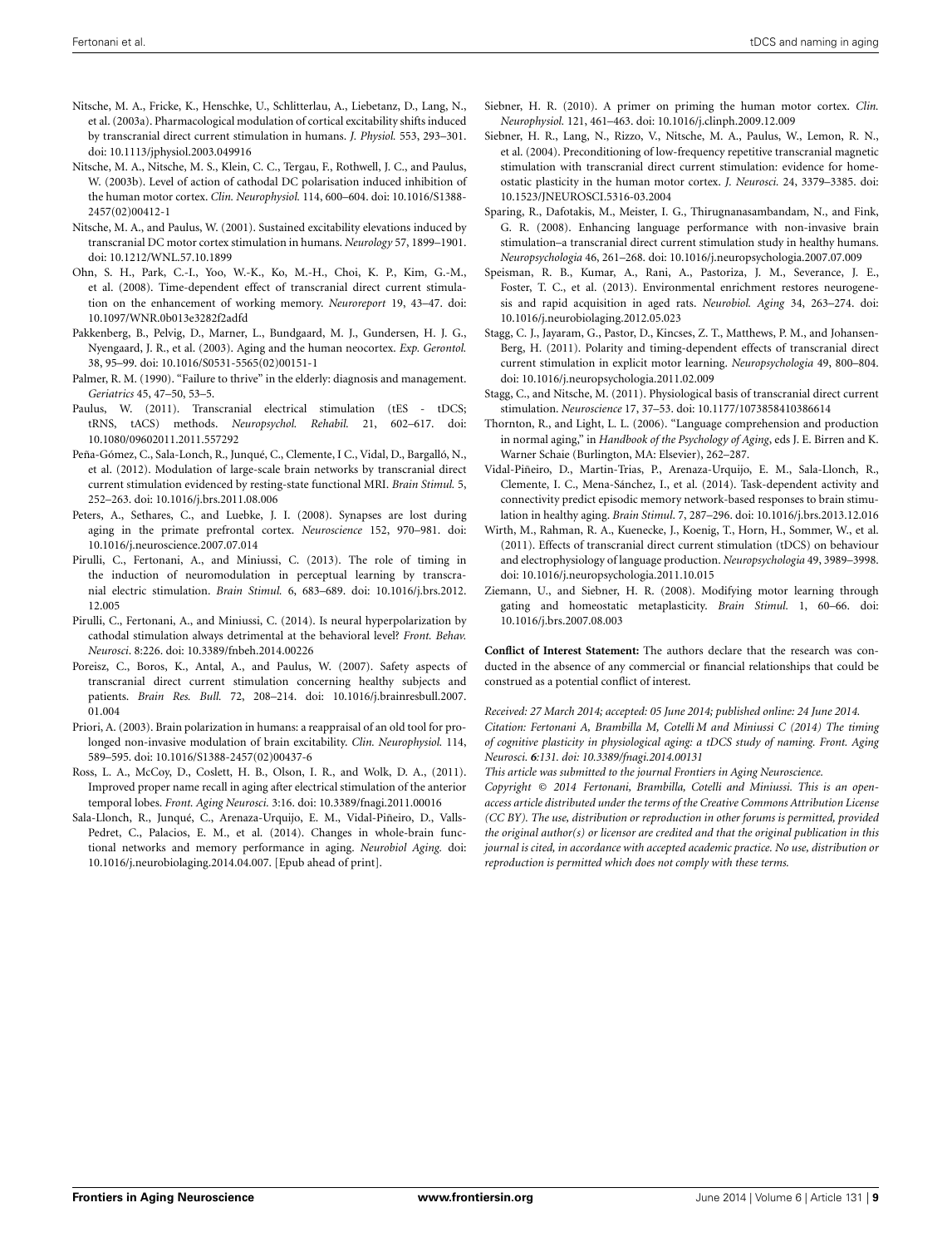Nitsche, M. A., Fricke, K., Henschke, U., Schlitterlau, A., Liebetanz, D., Lang, N., et al. (2003a). Pharmacological modulation of cortical excitability shifts induced by transcranial direct current stimulation in humans. *J. Physiol.* 553, 293–301. doi: 10.1113/jphysiol.2003.049916

Nitsche, M. A., Nitsche, M. S., Klein, C. C., Tergau, F., Rothwell, J. C., and Paulus, W. (2003b). Level of action of cathodal DC polarisation induced inhibition of the human motor cortex. *Clin. Neurophysiol.* 114, 600–604. doi: 10.1016/S1388-2457(02)00412-1

Nitsche, M. A., and Paulus, W. (2001). Sustained excitability elevations induced by transcranial DC motor cortex stimulation in humans. *Neurology* 57, 1899–1901. doi: 10.1212/WNL.57.10.1899

Ohn, S. H., Park, C.-I., Yoo, W.-K., Ko, M.-H., Choi, K. P., Kim, G.-M., et al. (2008). Time-dependent effect of transcranial direct current stimulation on the enhancement of working memory. *Neuroreport* 19, 43–47. doi: 10.1097/WNR.0b013e3282f2adfd

Pakkenberg, B., Pelvig, D., Marner, L., Bundgaard, M. J., Gundersen, H. J. G., Nyengaard, J. R., et al. (2003). Aging and the human neocortex. *Exp. Gerontol.* 38, 95–99. doi: 10.1016/S0531-5565(02)00151-1

Palmer, R. M. (1990). "Failure to thrive" in the elderly: diagnosis and management. *Geriatrics* 45, 47–50, 53–5.

Paulus, W. (2011). Transcranial electrical stimulation (tES - tDCS; tRNS, tACS) methods. *Neuropsychol. Rehabil.* 21, 602–617. doi: 10.1080/09602011.2011.557292

Peña-Gómez, C., Sala-Lonch, R., Junqué, C., Clemente, I C., Vidal, D., Bargalló, N., et al. (2012). Modulation of large-scale brain networks by transcranial direct current stimulation evidenced by resting-state functional MRI. *Brain Stimul.* 5, 252–263. doi: 10.1016/j.brs.2011.08.006

Peters, A., Sethares, C., and Luebke, J. I. (2008). Synapses are lost during aging in the primate prefrontal cortex. *Neuroscience* 152, 970–981. doi: 10.1016/j.neuroscience.2007.07.014

Pirulli, C., Fertonani, A., and Miniussi, C. (2013). The role of timing in the induction of neuromodulation in perceptual learning by transcranial electric stimulation. *Brain Stimul.* 6, 683–689. doi: 10.1016/j.brs.2012.12.005

Pirulli, C., Fertonani, A., and Miniussi, C. (2014). Is neural hyperpolarization by cathodal stimulation always detrimental at the behavioral level? *Front. Behav. Neurosci*. 8:226. doi: 10.3389/fnbeh.2014.00226

Poreisz, C., Boros, K., Antal, A., and Paulus, W. (2007). Safety aspects of transcranial direct current stimulation concerning healthy subjects and patients. *Brain Res. Bull.* 72, 208–214. doi: 10.1016/j.brainresbull.2007.01.004

Priori, A. (2003). Brain polarization in humans: a reappraisal of an old tool for prolonged non-invasive modulation of brain excitability. *Clin. Neurophysiol.* 114, 589–595. doi: 10.1016/S1388-2457(02)00437-6

Ross, L. A., McCoy, D., Coslett, H. B., Olson, I. R., and Wolk, D. A., (2011). Improved proper name recall in aging after electrical stimulation of the anterior temporal lobes. *Front. Aging Neurosci.* 3:16. doi: 10.3389/fnagi.2011.00016

Sala-Llonch, R., Junqué, C., Arenaza-Urquijo, E. M., Vidal-Piñeiro, D., Valls-Pedret, C., Palacios, E. M., et al. (2014). Changes in whole-brain functional networks and memory performance in aging. *Neurobiol Aging.* doi: 10.1016/j.neurobiolaging.2014.04.007. [Epub ahead of print].

Siebner, H. R. (2010). A primer on priming the human motor cortex. *Clin. Neurophysiol.* 121, 461–463. doi: 10.1016/j.clinph.2009.12.009

Siebner, H. R., Lang, N., Rizzo, V., Nitsche, M. A., Paulus, W., Lemon, R. N., et al. (2004). Preconditioning of low-frequency repetitive transcranial magnetic stimulation with transcranial direct current stimulation: evidence for homeostatic plasticity in the human motor cortex. *J. Neurosci.* 24, 3379–3385. doi: 10.1523/JNEUROSCI.5316-03.2004

Sparing, R., Dafotakis, M., Meister, I. G., Thirugnanasambandam, N., and Fink, G. R. (2008). Enhancing language performance with non-invasive brain stimulation–a transcranial direct current stimulation study in healthy humans. *Neuropsychologia* 46, 261–268. doi: 10.1016/j.neuropsychologia.2007.07.009

Speisman, R. B., Kumar, A., Rani, A., Pastoriza, J. M., Severance, J. E., Foster, T. C., et al. (2013). Environmental enrichment restores neurogenesis and rapid acquisition in aged rats. *Neurobiol. Aging* 34, 263–274. doi: 10.1016/j.neurobiolaging.2012.05.023

Stagg, C. J., Jayaram, G., Pastor, D., Kincses, Z. T., Matthews, P. M., and Johansen-Berg, H. (2011). Polarity and timing-dependent effects of transcranial direct current stimulation in explicit motor learning. *Neuropsychologia* 49, 800–804. doi: 10.1016/j.neuropsychologia.2011.02.009

Stagg, C., and Nitsche, M. (2011). Physiological basis of transcranial direct current stimulation. *Neuroscience* 17, 37–53. doi: 10.1177/1073858410386614

Thornton, R., and Light, L. L. (2006). "Language comprehension and production in normal aging," in *Handbook of the Psychology of Aging*, eds J. E. Birren and K. Warner Schaie (Burlington, MA: Elsevier), 262–287.

Vidal-Piñeiro, D., Martin-Trias, P., Arenaza-Urquijo, E. M., Sala-Llonch, R., Clemente, I. C., Mena-Sánchez, I., et al. (2014). Task-dependent activity and connectivity predict episodic memory network-based responses to brain stimulation in healthy aging. *Brain Stimul*. 7, 287–296. doi: 10.1016/j.brs.2013.12.016

Wirth, M., Rahman, R. A., Kuenecke, J., Koenig, T., Horn, H., Sommer, W., et al. (2011). Effects of transcranial direct current stimulation (tDCS) on behaviour and electrophysiology of language production. *Neuropsychologia* 49, 3989–3998. doi: 10.1016/j.neuropsychologia.2011.10.015

Ziemann, U., and Siebner, H. R. (2008). Modifying motor learning through gating and homeostatic metaplasticity. *Brain Stimul.* 1, 60–66. doi: 10.1016/j.brs.2007.08.003

**Conflict of Interest Statement:** The authors declare that the research was conducted in the absence of any commercial or financial relationships that could be construed as a potential conflict of interest.

*Received: 27 March 2014; accepted: 05 June 2014; published online: 24 June 2014.*

*Citation: Fertonani A, Brambilla M, Cotelli M and Miniussi C (2014) The timing of cognitive plasticity in physiological aging: a tDCS study of naming. Front. Aging Neurosci.* ***6****:131. doi: 10.3389/fnagi.2014.00131*

*This article was submitted to the journal Frontiers in Aging Neuroscience.*

*Copyright © 2014 Fertonani, Brambilla, Cotelli and Miniussi. This is an open-access article distributed under the terms of the Creative Commons Attribution License (CC BY). The use, distribution or reproduction in other forums is permitted, provided the original author(s) or licensor are credited and that the original publication in this journal is cited, in accordance with accepted academic practice. No use, distribution or reproduction is permitted which does not comply with these terms.*